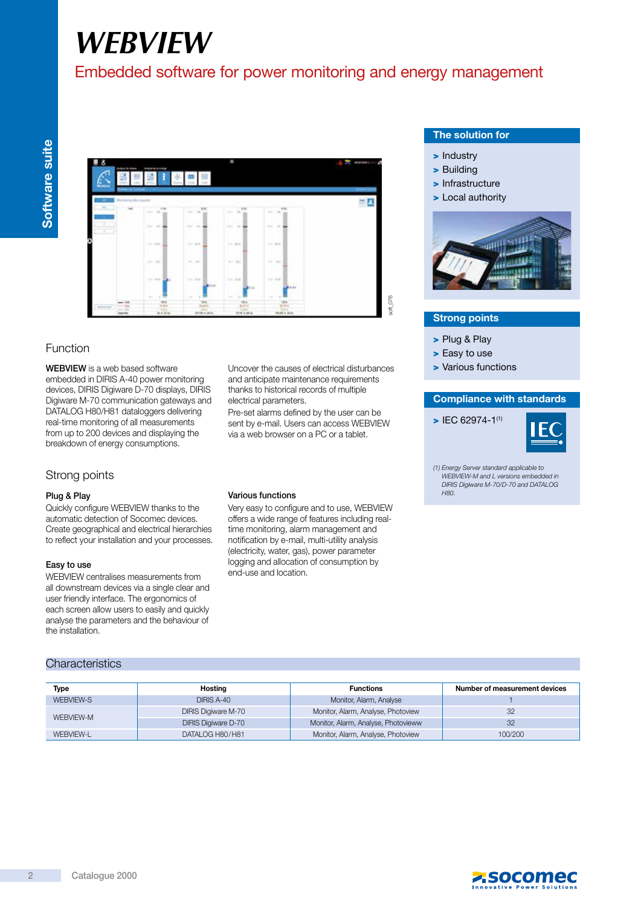# WEBVIEW

## Embedded software for power monitoring and energy management

Software suite

### The solution for

- Industry
- Building
- Infrastructure
- Local authority

### Strong points

- Plug & Play
- Easy to use
- Various functions

### Compliance with standards

- IEC 62974-1[(1)]

(1) Energy Server standard applicable to WEBVIEW-M and L versions embedded in DIRIS Digiware M-70/D-70 and DATALOG H80.

## Function

**WEBVIEW** is a web based software embedded in DIRIS A-40 power monitoring devices, DIRIS Digiware D-70 displays, DIRIS Digiware M-70 communication gateways and DATALOG H80/H81 dataloggers delivering real-time monitoring of all measurements from up to 200 devices and displaying the breakdown of energy consumptions.

Uncover the causes of electrical disturbances and anticipate maintenance requirements thanks to historical records of multiple electrical parameters.

Pre-set alarms defined by the user can be sent by e-mail. Users can access WEBVIEW via a web browser on a PC or a tablet.

## Strong points

### Plug & Play

Quickly configure WEBVIEW thanks to the automatic detection of Socomec devices. Create geographical and electrical hierarchies to reflect your installation and your processes.

### Easy to use

WEBVIEW centralises measurements from all downstream devices via a single clear and user friendly interface. The ergonomics of each screen allow users to easily and quickly analyse the parameters and the behaviour of the installation.

### Various functions

Very easy to configure and to use, WEBVIEW offers a wide range of features including real-time monitoring, alarm management and notification by e-mail, multi-utility analysis (electricity, water, gas), power parameter logging and allocation of consumption by end-use and location.

## Characteristics

| Type | Hosting | Functions | Number of measurement devices |
|---|---|---|---|
| WEBVIEW-S | DIRIS A-40 | Monitor, Alarm, Analyse | 1 |
| WEBVIEW-M | DIRIS Digiware M-70 | Monitor, Alarm, Analyse, Photoview | 32 |
| | DIRIS Digiware D-70 | Monitor, Alarm, Analyse, Photovieww | 32 |
| WEBVIEW-L | DATALOG H80/H81 | Monitor, Alarm, Analyse, Photoview | 100/200 |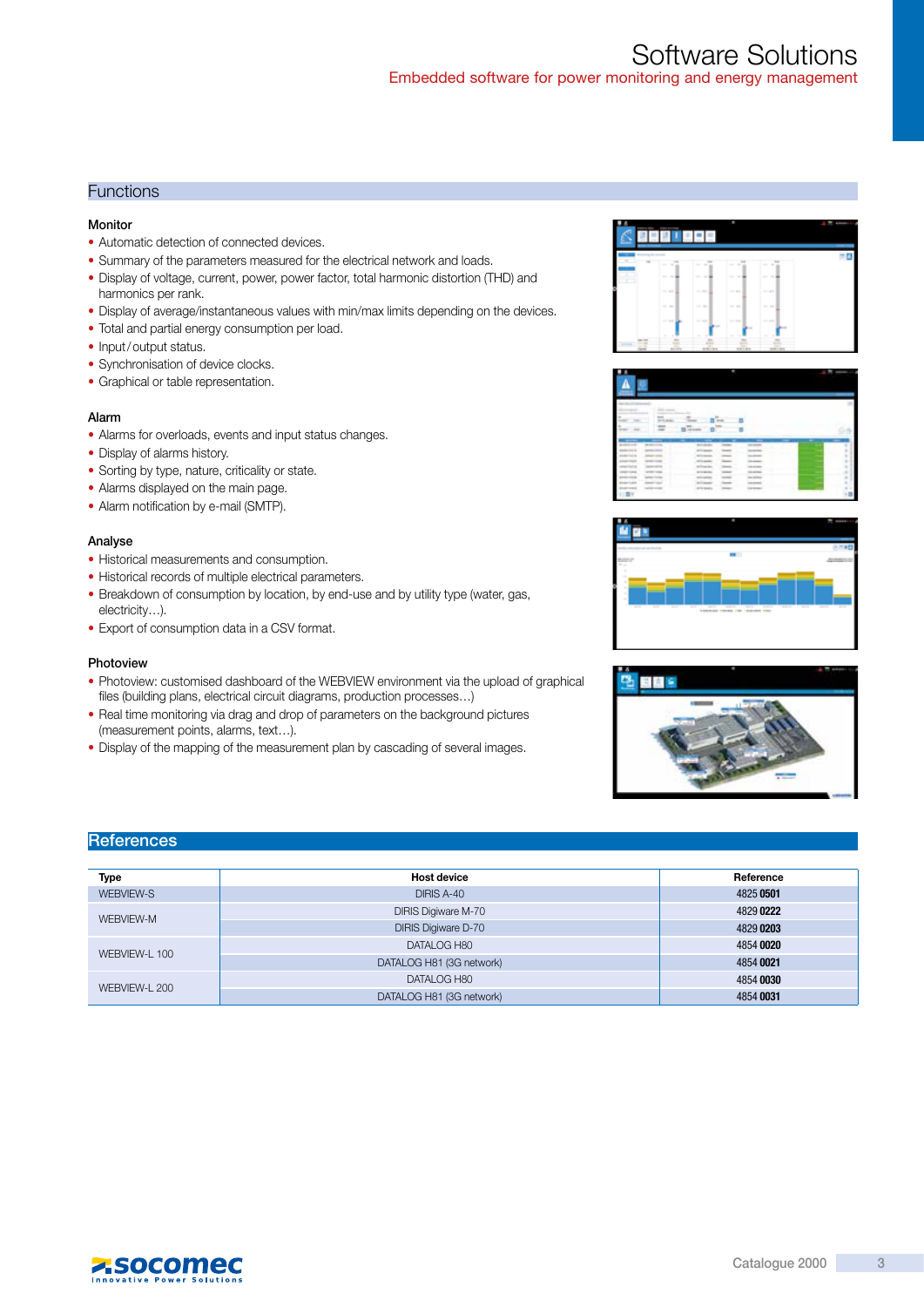## Functions

### Monitor

- Automatic detection of connected devices.
- Summary of the parameters measured for the electrical network and loads.
- Display of voltage, current, power, power factor, total harmonic distortion (THD) and harmonics per rank.
- Display of average/instantaneous values with min/max limits depending on the devices.
- Total and partial energy consumption per load.
- Input/output status.
- Synchronisation of device clocks.
- Graphical or table representation.

### Alarm

- Alarms for overloads, events and input status changes.
- Display of alarms history.
- Sorting by type, nature, criticality or state.
- Alarms displayed on the main page.
- Alarm notification by e-mail (SMTP).

### Analyse

- Historical measurements and consumption.
- Historical records of multiple electrical parameters.
- Breakdown of consumption by location, by end-use and by utility type (water, gas, electricity…).
- Export of consumption data in a CSV format.

### Photoview

- Photoview: customised dashboard of the WEBVIEW environment via the upload of graphical files (building plans, electrical circuit diagrams, production processes…)
- Real time monitoring via drag and drop of parameters on the background pictures (measurement points, alarms, text…).
- Display of the mapping of the measurement plan by cascading of several images.

## References

| Type | Host device | Reference |
|---|---|---|
| WEBVIEW-S | DIRIS A-40 | 4825 **0501** |
| WEBVIEW-M | DIRIS Digiware M-70 | 4829 **0222** |
| | DIRIS Digiware D-70 | 4829 **0203** |
| WEBVIEW-L 100 | DATALOG H80 | 4854 **0020** |
| | DATALOG H81 (3G network) | 4854 **0021** |
| WEBVIEW-L 200 | DATALOG H80 | 4854 **0030** |
| | DATALOG H81 (3G network) | 4854 **0031** |